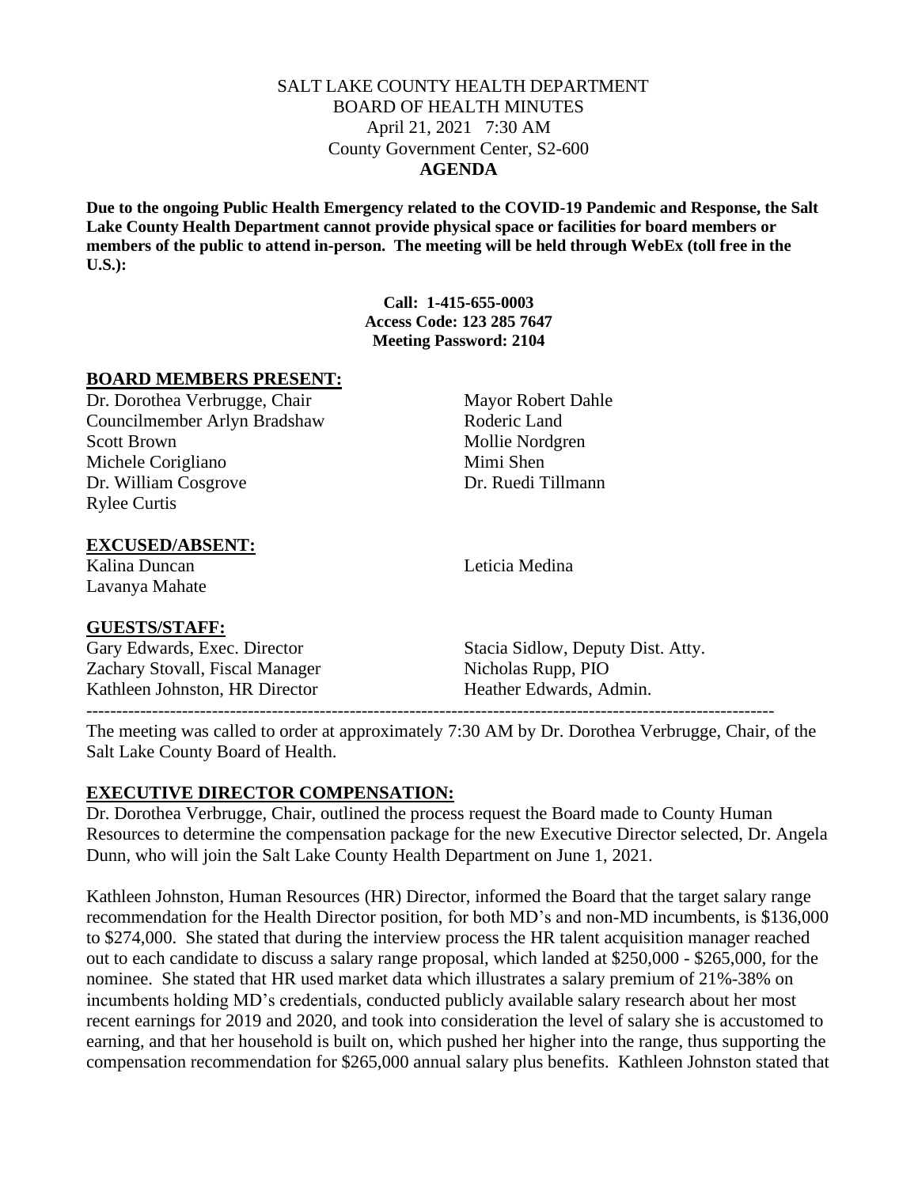# SALT LAKE COUNTY HEALTH DEPARTMENT
## BOARD OF HEALTH MINUTES
April 21, 2021 7:30 AM
County Government Center, S2-600
**AGENDA**

**Due to the ongoing Public Health Emergency related to the COVID-19 Pandemic and Response, the Salt Lake County Health Department cannot provide physical space or facilities for board members or members of the public to attend in-person. The meeting will be held through WebEx (toll free in the U.S.):**

**Call: 1-415-655-0003**
**Access Code: 123 285 7647**
**Meeting Password: 2104**

## BOARD MEMBERS PRESENT:

Dr. Dorothea Verbrugge, Chair
Councilmember Arlyn Bradshaw
Scott Brown
Michele Corigliano
Dr. William Cosgrove
Rylee Curtis
Mayor Robert Dahle
Roderic Land
Mollie Nordgren
Mimi Shen
Dr. Ruedi Tillmann

## EXCUSED/ABSENT:

Kalina Duncan
Lavanya Mahate
Leticia Medina

## GUESTS/STAFF:

Gary Edwards, Exec. Director
Zachary Stovall, Fiscal Manager
Kathleen Johnston, HR Director
Stacia Sidlow, Deputy Dist. Atty.
Nicholas Rupp, PIO
Heather Edwards, Admin.

---

The meeting was called to order at approximately 7:30 AM by Dr. Dorothea Verbrugge, Chair, of the Salt Lake County Board of Health.

## EXECUTIVE DIRECTOR COMPENSATION:

Dr. Dorothea Verbrugge, Chair, outlined the process request the Board made to County Human Resources to determine the compensation package for the new Executive Director selected, Dr. Angela Dunn, who will join the Salt Lake County Health Department on June 1, 2021.

Kathleen Johnston, Human Resources (HR) Director, informed the Board that the target salary range recommendation for the Health Director position, for both MD's and non-MD incumbents, is $136,000 to $274,000. She stated that during the interview process the HR talent acquisition manager reached out to each candidate to discuss a salary range proposal, which landed at $250,000 - $265,000, for the nominee. She stated that HR used market data which illustrates a salary premium of 21%-38% on incumbents holding MD's credentials, conducted publicly available salary research about her most recent earnings for 2019 and 2020, and took into consideration the level of salary she is accustomed to earning, and that her household is built on, which pushed her higher into the range, thus supporting the compensation recommendation for $265,000 annual salary plus benefits. Kathleen Johnston stated that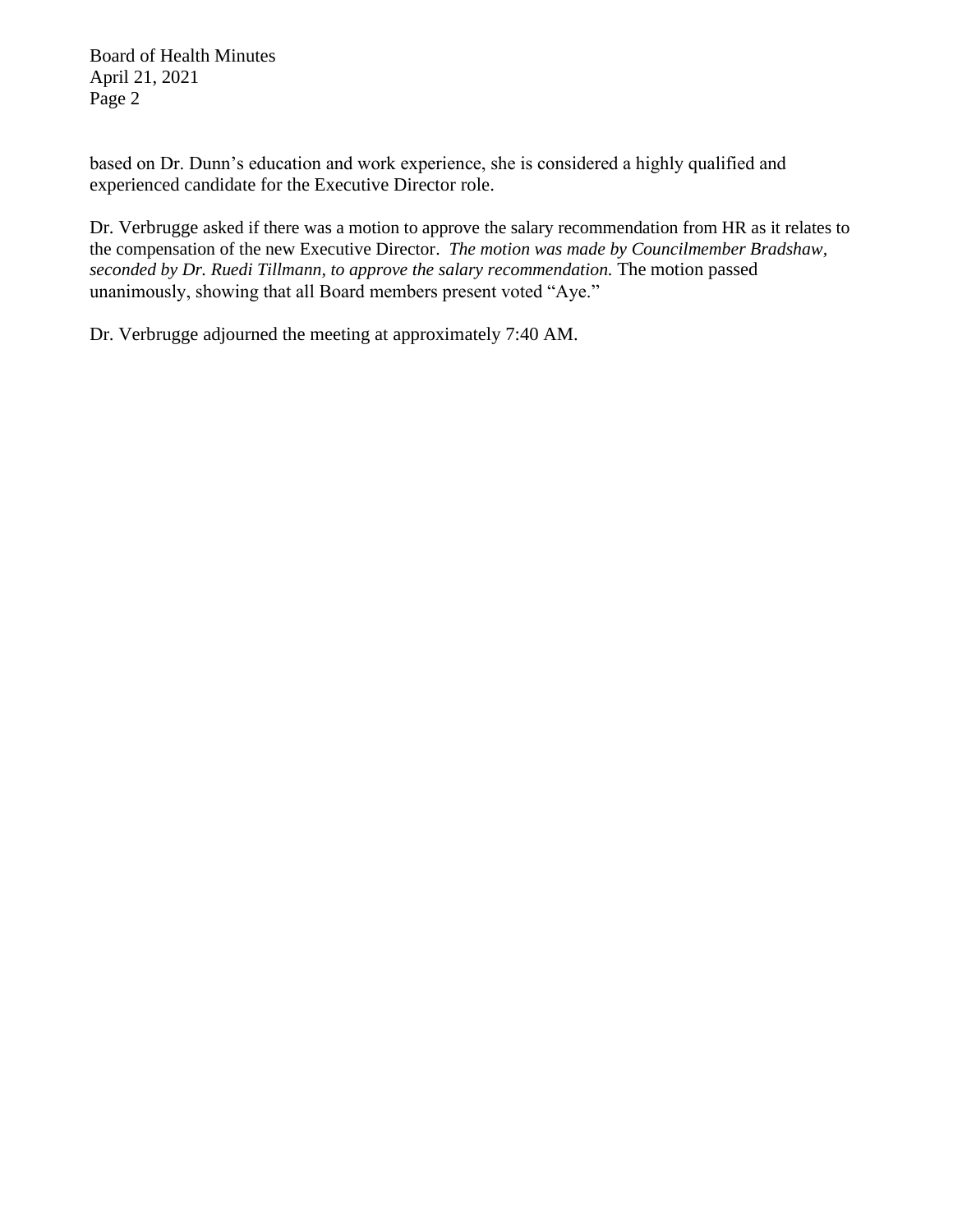based on Dr. Dunn's education and work experience, she is considered a highly qualified and experienced candidate for the Executive Director role.

Dr. Verbrugge asked if there was a motion to approve the salary recommendation from HR as it relates to the compensation of the new Executive Director. *The motion was made by Councilmember Bradshaw, seconded by Dr. Ruedi Tillmann, to approve the salary recommendation.* The motion passed unanimously, showing that all Board members present voted "Aye."

Dr. Verbrugge adjourned the meeting at approximately 7:40 AM.